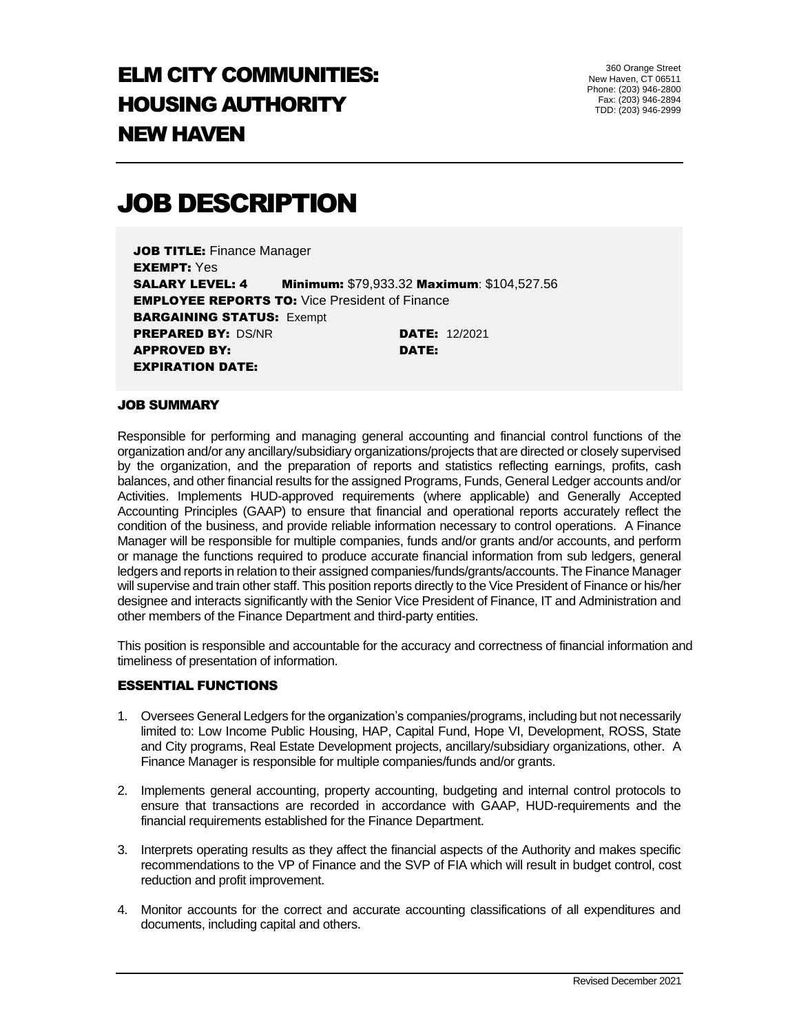# ELM CITY COMMUNITIES: HOUSING AUTHORITY NEW HAVEN

360 Orange Street
New Haven, CT 06511
Phone: (203) 946-2800
Fax: (203) 946-2894
TDD: (203) 946-2999

# JOB DESCRIPTION

**JOB TITLE:** Finance Manager
**EXEMPT:** Yes
**SALARY LEVEL: 4** **Minimum:** $79,933.32 **Maximum**: $104,527.56
**EMPLOYEE REPORTS TO:** Vice President of Finance
**BARGAINING STATUS:** Exempt
**PREPARED BY:** DS/NR **DATE:** 12/2021
**APPROVED BY:** **DATE:**
**EXPIRATION DATE:**

## JOB SUMMARY

Responsible for performing and managing general accounting and financial control functions of the organization and/or any ancillary/subsidiary organizations/projects that are directed or closely supervised by the organization, and the preparation of reports and statistics reflecting earnings, profits, cash balances, and other financial results for the assigned Programs, Funds, General Ledger accounts and/or Activities. Implements HUD-approved requirements (where applicable) and Generally Accepted Accounting Principles (GAAP) to ensure that financial and operational reports accurately reflect the condition of the business, and provide reliable information necessary to control operations. A Finance Manager will be responsible for multiple companies, funds and/or grants and/or accounts, and perform or manage the functions required to produce accurate financial information from sub ledgers, general ledgers and reports in relation to their assigned companies/funds/grants/accounts. The Finance Manager will supervise and train other staff. This position reports directly to the Vice President of Finance or his/her designee and interacts significantly with the Senior Vice President of Finance, IT and Administration and other members of the Finance Department and third-party entities.

This position is responsible and accountable for the accuracy and correctness of financial information and timeliness of presentation of information.

## ESSENTIAL FUNCTIONS

1. Oversees General Ledgers for the organization's companies/programs, including but not necessarily limited to: Low Income Public Housing, HAP, Capital Fund, Hope VI, Development, ROSS, State and City programs, Real Estate Development projects, ancillary/subsidiary organizations, other. A Finance Manager is responsible for multiple companies/funds and/or grants.
2. Implements general accounting, property accounting, budgeting and internal control protocols to ensure that transactions are recorded in accordance with GAAP, HUD-requirements and the financial requirements established for the Finance Department.
3. Interprets operating results as they affect the financial aspects of the Authority and makes specific recommendations to the VP of Finance and the SVP of FIA which will result in budget control, cost reduction and profit improvement.
4. Monitor accounts for the correct and accurate accounting classifications of all expenditures and documents, including capital and others.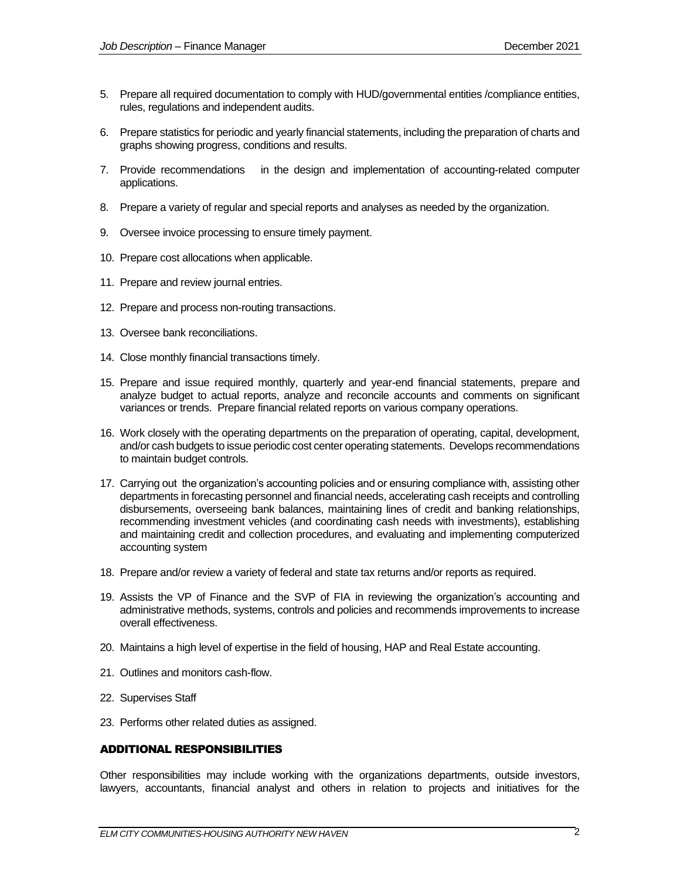5. Prepare all required documentation to comply with HUD/governmental entities /compliance entities, rules, regulations and independent audits.

6. Prepare statistics for periodic and yearly financial statements, including the preparation of charts and graphs showing progress, conditions and results.

7. Provide recommendations in the design and implementation of accounting-related computer applications.

8. Prepare a variety of regular and special reports and analyses as needed by the organization.

9. Oversee invoice processing to ensure timely payment.

10. Prepare cost allocations when applicable.

11. Prepare and review journal entries.

12. Prepare and process non-routing transactions.

13. Oversee bank reconciliations.

14. Close monthly financial transactions timely.

15. Prepare and issue required monthly, quarterly and year-end financial statements, prepare and analyze budget to actual reports, analyze and reconcile accounts and comments on significant variances or trends. Prepare financial related reports on various company operations.

16. Work closely with the operating departments on the preparation of operating, capital, development, and/or cash budgets to issue periodic cost center operating statements. Develops recommendations to maintain budget controls.

17. Carrying out the organization's accounting policies and or ensuring compliance with, assisting other departments in forecasting personnel and financial needs, accelerating cash receipts and controlling disbursements, overseeing bank balances, maintaining lines of credit and banking relationships, recommending investment vehicles (and coordinating cash needs with investments), establishing and maintaining credit and collection procedures, and evaluating and implementing computerized accounting system

18. Prepare and/or review a variety of federal and state tax returns and/or reports as required.

19. Assists the VP of Finance and the SVP of FIA in reviewing the organization's accounting and administrative methods, systems, controls and policies and recommends improvements to increase overall effectiveness.

20. Maintains a high level of expertise in the field of housing, HAP and Real Estate accounting.

21. Outlines and monitors cash-flow.

22. Supervises Staff

23. Performs other related duties as assigned.

## ADDITIONAL RESPONSIBILITIES

Other responsibilities may include working with the organizations departments, outside investors, lawyers, accountants, financial analyst and others in relation to projects and initiatives for the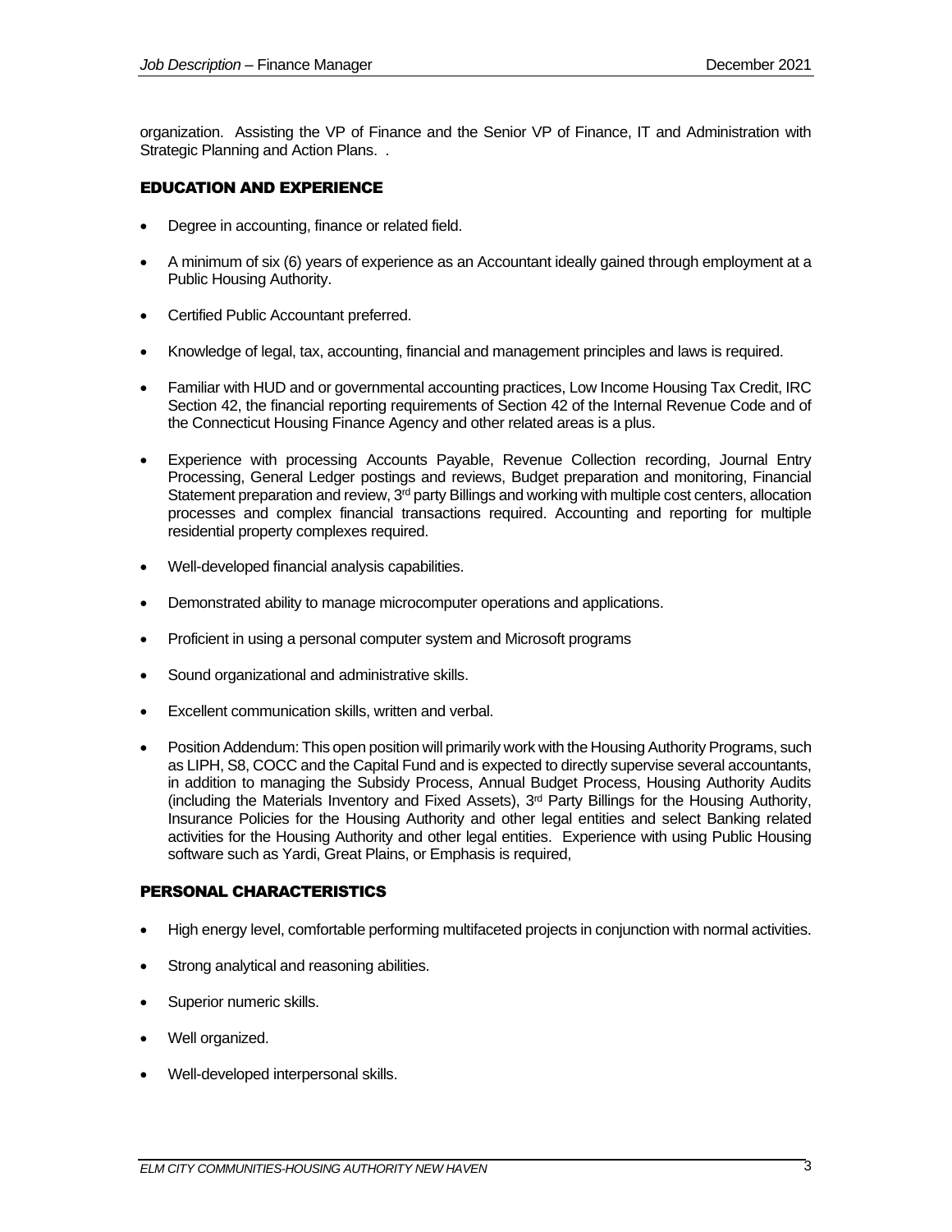organization. Assisting the VP of Finance and the Senior VP of Finance, IT and Administration with Strategic Planning and Action Plans. .

## EDUCATION AND EXPERIENCE

- Degree in accounting, finance or related field.
- A minimum of six (6) years of experience as an Accountant ideally gained through employment at a Public Housing Authority.
- Certified Public Accountant preferred.
- Knowledge of legal, tax, accounting, financial and management principles and laws is required.
- Familiar with HUD and or governmental accounting practices, Low Income Housing Tax Credit, IRC Section 42, the financial reporting requirements of Section 42 of the Internal Revenue Code and of the Connecticut Housing Finance Agency and other related areas is a plus.
- Experience with processing Accounts Payable, Revenue Collection recording, Journal Entry Processing, General Ledger postings and reviews, Budget preparation and monitoring, Financial Statement preparation and review, 3rd party Billings and working with multiple cost centers, allocation processes and complex financial transactions required. Accounting and reporting for multiple residential property complexes required.
- Well-developed financial analysis capabilities.
- Demonstrated ability to manage microcomputer operations and applications.
- Proficient in using a personal computer system and Microsoft programs
- Sound organizational and administrative skills.
- Excellent communication skills, written and verbal.
- Position Addendum: This open position will primarily work with the Housing Authority Programs, such as LIPH, S8, COCC and the Capital Fund and is expected to directly supervise several accountants, in addition to managing the Subsidy Process, Annual Budget Process, Housing Authority Audits (including the Materials Inventory and Fixed Assets), 3rd Party Billings for the Housing Authority, Insurance Policies for the Housing Authority and other legal entities and select Banking related activities for the Housing Authority and other legal entities. Experience with using Public Housing software such as Yardi, Great Plains, or Emphasis is required,

## PERSONAL CHARACTERISTICS

- High energy level, comfortable performing multifaceted projects in conjunction with normal activities.
- Strong analytical and reasoning abilities.
- Superior numeric skills.
- Well organized.
- Well-developed interpersonal skills.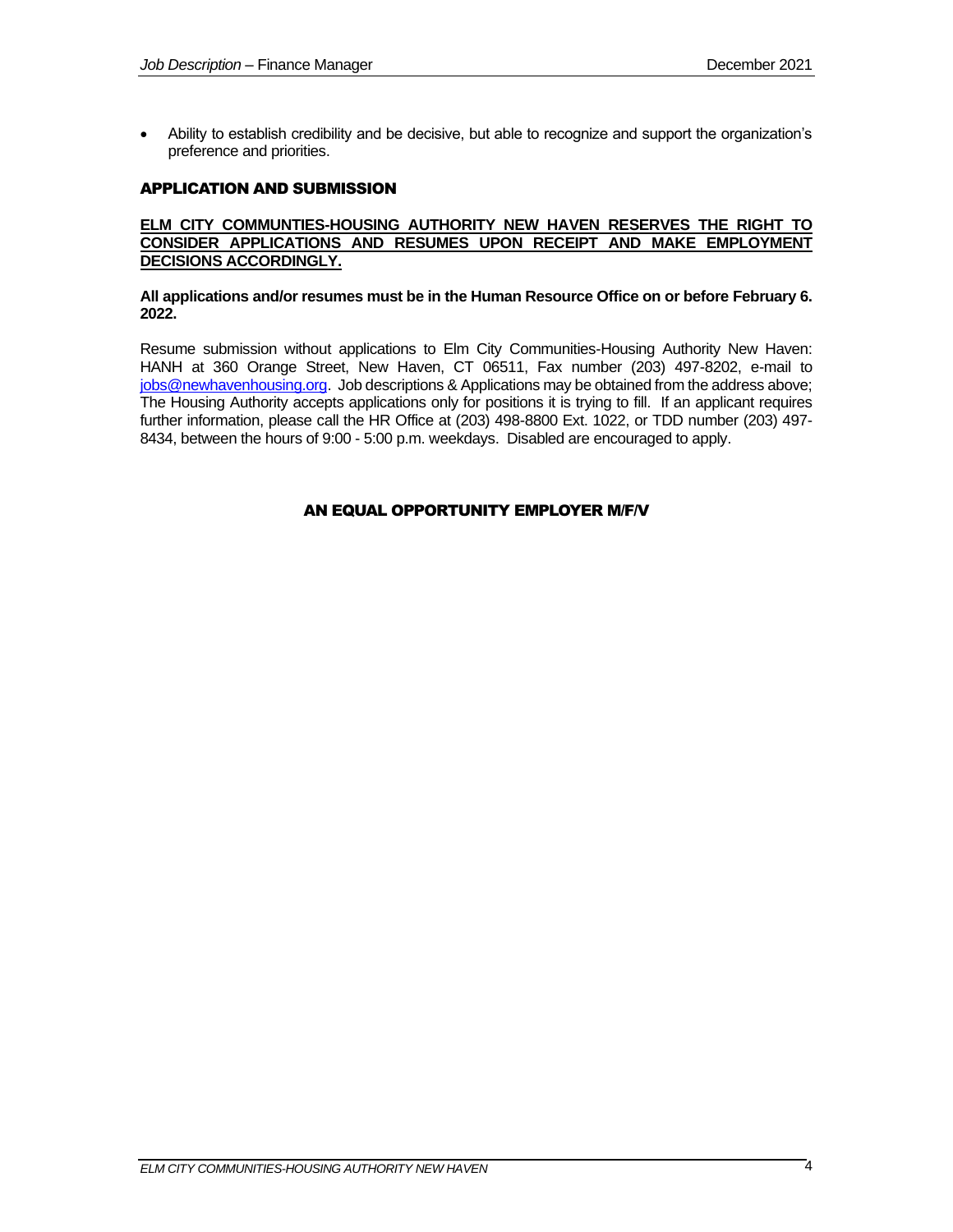- Ability to establish credibility and be decisive, but able to recognize and support the organization's preference and priorities.

## APPLICATION AND SUBMISSION

**ELM CITY COMMUNTIES-HOUSING AUTHORITY NEW HAVEN RESERVES THE RIGHT TO CONSIDER APPLICATIONS AND RESUMES UPON RECEIPT AND MAKE EMPLOYMENT DECISIONS ACCORDINGLY.**

**All applications and/or resumes must be in the Human Resource Office on or before February 6. 2022.**

Resume submission without applications to Elm City Communities-Housing Authority New Haven: HANH at 360 Orange Street, New Haven, CT 06511, Fax number (203) 497-8202, e-mail to jobs@newhavenhousing.org. Job descriptions & Applications may be obtained from the address above; The Housing Authority accepts applications only for positions it is trying to fill. If an applicant requires further information, please call the HR Office at (203) 498-8800 Ext. 1022, or TDD number (203) 497-8434, between the hours of 9:00 - 5:00 p.m. weekdays. Disabled are encouraged to apply.

**AN EQUAL OPPORTUNITY EMPLOYER M/F/V**